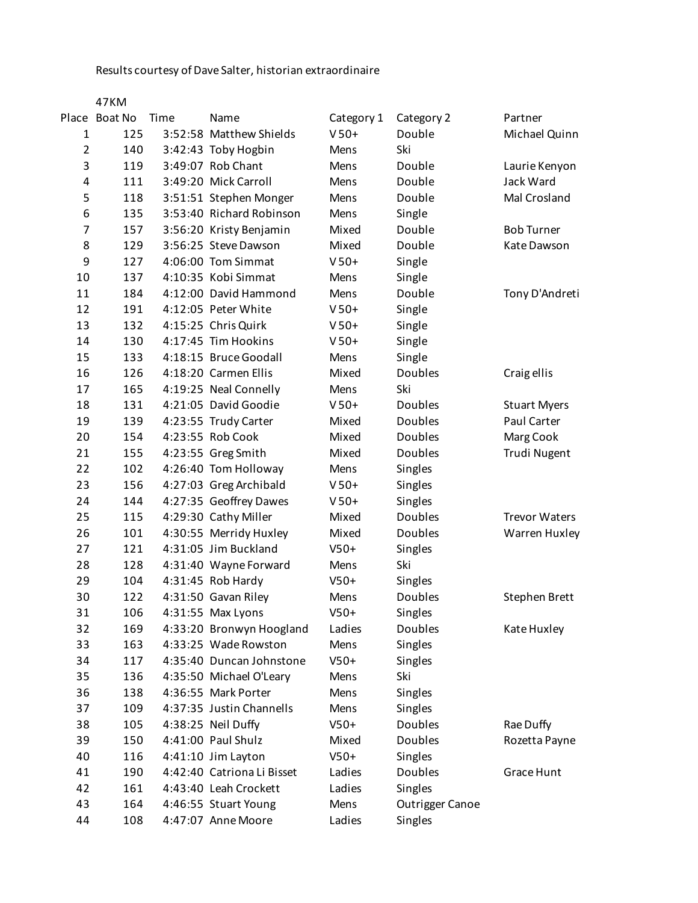Results courtesy of Dave Salter, historian extraordinaire

47KM

| Place | Boat No | Time | Name | Category 1 | Category 2 | Partner |
|---|---|---|---|---|---|---|
| 1 | 125 | 3:52:58 | Matthew Shields | V 50+ | Double | Michael Quinn |
| 2 | 140 | 3:42:43 | Toby Hogbin | Mens | Ski | |
| 3 | 119 | 3:49:07 | Rob Chant | Mens | Double | Laurie Kenyon |
| 4 | 111 | 3:49:20 | Mick Carroll | Mens | Double | Jack Ward |
| 5 | 118 | 3:51:51 | Stephen Monger | Mens | Double | Mal Crosland |
| 6 | 135 | 3:53:40 | Richard Robinson | Mens | Single | |
| 7 | 157 | 3:56:20 | Kristy Benjamin | Mixed | Double | Bob Turner |
| 8 | 129 | 3:56:25 | Steve Dawson | Mixed | Double | Kate Dawson |
| 9 | 127 | 4:06:00 | Tom Simmat | V 50+ | Single | |
| 10 | 137 | 4:10:35 | Kobi Simmat | Mens | Single | |
| 11 | 184 | 4:12:00 | David Hammond | Mens | Double | Tony D'Andreti |
| 12 | 191 | 4:12:05 | Peter White | V 50+ | Single | |
| 13 | 132 | 4:15:25 | Chris Quirk | V 50+ | Single | |
| 14 | 130 | 4:17:45 | Tim Hookins | V 50+ | Single | |
| 15 | 133 | 4:18:15 | Bruce Goodall | Mens | Single | |
| 16 | 126 | 4:18:20 | Carmen Ellis | Mixed | Doubles | Craig ellis |
| 17 | 165 | 4:19:25 | Neal Connelly | Mens | Ski | |
| 18 | 131 | 4:21:05 | David Goodie | V 50+ | Doubles | Stuart Myers |
| 19 | 139 | 4:23:55 | Trudy Carter | Mixed | Doubles | Paul Carter |
| 20 | 154 | 4:23:55 | Rob Cook | Mixed | Doubles | Marg Cook |
| 21 | 155 | 4:23:55 | Greg Smith | Mixed | Doubles | Trudi Nugent |
| 22 | 102 | 4:26:40 | Tom Holloway | Mens | Singles | |
| 23 | 156 | 4:27:03 | Greg Archibald | V 50+ | Singles | |
| 24 | 144 | 4:27:35 | Geoffrey Dawes | V 50+ | Singles | |
| 25 | 115 | 4:29:30 | Cathy Miller | Mixed | Doubles | Trevor Waters |
| 26 | 101 | 4:30:55 | Merridy Huxley | Mixed | Doubles | Warren Huxley |
| 27 | 121 | 4:31:05 | Jim Buckland | V50+ | Singles | |
| 28 | 128 | 4:31:40 | Wayne Forward | Mens | Ski | |
| 29 | 104 | 4:31:45 | Rob Hardy | V50+ | Singles | |
| 30 | 122 | 4:31:50 | Gavan Riley | Mens | Doubles | Stephen Brett |
| 31 | 106 | 4:31:55 | Max Lyons | V50+ | Singles | |
| 32 | 169 | 4:33:20 | Bronwyn Hoogland | Ladies | Doubles | Kate Huxley |
| 33 | 163 | 4:33:25 | Wade Rowston | Mens | Singles | |
| 34 | 117 | 4:35:40 | Duncan Johnstone | V50+ | Singles | |
| 35 | 136 | 4:35:50 | Michael O'Leary | Mens | Ski | |
| 36 | 138 | 4:36:55 | Mark Porter | Mens | Singles | |
| 37 | 109 | 4:37:35 | Justin Channells | Mens | Singles | |
| 38 | 105 | 4:38:25 | Neil Duffy | V50+ | Doubles | Rae Duffy |
| 39 | 150 | 4:41:00 | Paul Shulz | Mixed | Doubles | Rozetta Payne |
| 40 | 116 | 4:41:10 | Jim Layton | V50+ | Singles | |
| 41 | 190 | 4:42:40 | Catriona Li Bisset | Ladies | Doubles | Grace Hunt |
| 42 | 161 | 4:43:40 | Leah Crockett | Ladies | Singles | |
| 43 | 164 | 4:46:55 | Stuart Young | Mens | Outrigger Canoe | |
| 44 | 108 | 4:47:07 | Anne Moore | Ladies | Singles | |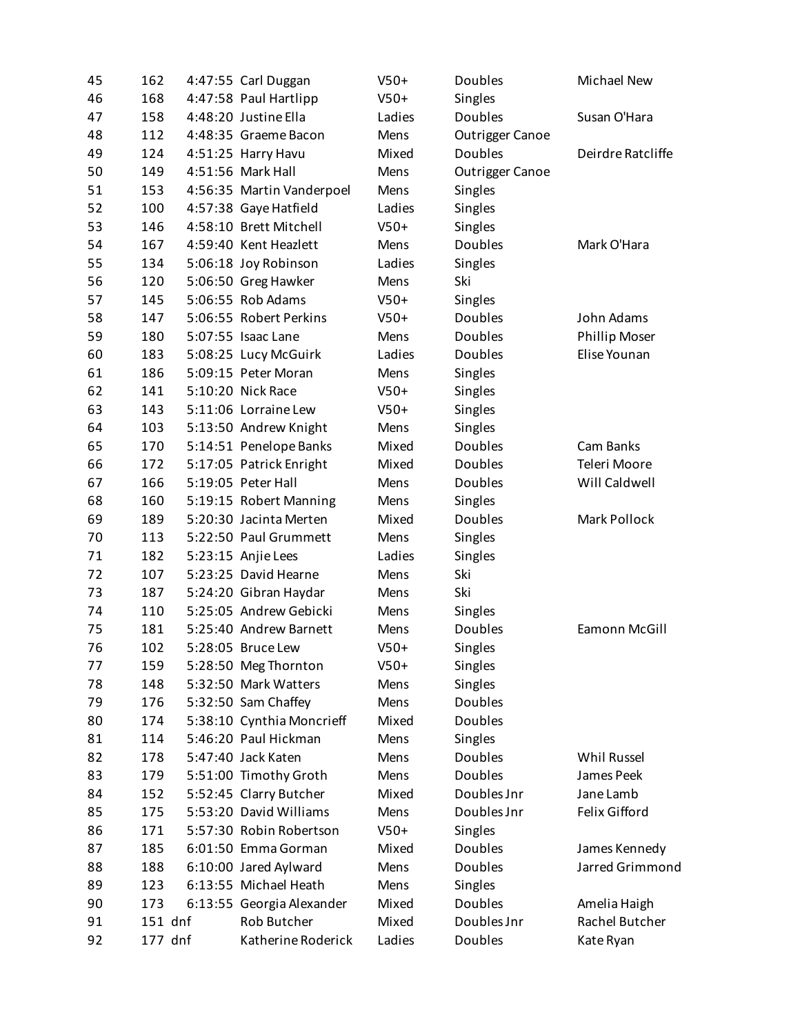| | | | | | | |
|---|---|---|---|---|---|---|
| 45 | 162 | 4:47:55 | Carl Duggan | V50+ | Doubles | Michael New |
| 46 | 168 | 4:47:58 | Paul Hartlipp | V50+ | Singles | |
| 47 | 158 | 4:48:20 | Justine Ella | Ladies | Doubles | Susan O'Hara |
| 48 | 112 | 4:48:35 | Graeme Bacon | Mens | Outrigger Canoe | |
| 49 | 124 | 4:51:25 | Harry Havu | Mixed | Doubles | Deirdre Ratcliffe |
| 50 | 149 | 4:51:56 | Mark Hall | Mens | Outrigger Canoe | |
| 51 | 153 | 4:56:35 | Martin Vanderpoel | Mens | Singles | |
| 52 | 100 | 4:57:38 | Gaye Hatfield | Ladies | Singles | |
| 53 | 146 | 4:58:10 | Brett Mitchell | V50+ | Singles | |
| 54 | 167 | 4:59:40 | Kent Heazlett | Mens | Doubles | Mark O'Hara |
| 55 | 134 | 5:06:18 | Joy Robinson | Ladies | Singles | |
| 56 | 120 | 5:06:50 | Greg Hawker | Mens | Ski | |
| 57 | 145 | 5:06:55 | Rob Adams | V50+ | Singles | |
| 58 | 147 | 5:06:55 | Robert Perkins | V50+ | Doubles | John Adams |
| 59 | 180 | 5:07:55 | Isaac Lane | Mens | Doubles | Phillip Moser |
| 60 | 183 | 5:08:25 | Lucy McGuirk | Ladies | Doubles | Elise Younan |
| 61 | 186 | 5:09:15 | Peter Moran | Mens | Singles | |
| 62 | 141 | 5:10:20 | Nick Race | V50+ | Singles | |
| 63 | 143 | 5:11:06 | Lorraine Lew | V50+ | Singles | |
| 64 | 103 | 5:13:50 | Andrew Knight | Mens | Singles | |
| 65 | 170 | 5:14:51 | Penelope Banks | Mixed | Doubles | Cam Banks |
| 66 | 172 | 5:17:05 | Patrick Enright | Mixed | Doubles | Teleri Moore |
| 67 | 166 | 5:19:05 | Peter Hall | Mens | Doubles | Will Caldwell |
| 68 | 160 | 5:19:15 | Robert Manning | Mens | Singles | |
| 69 | 189 | 5:20:30 | Jacinta Merten | Mixed | Doubles | Mark Pollock |
| 70 | 113 | 5:22:50 | Paul Grummett | Mens | Singles | |
| 71 | 182 | 5:23:15 | Anjie Lees | Ladies | Singles | |
| 72 | 107 | 5:23:25 | David Hearne | Mens | Ski | |
| 73 | 187 | 5:24:20 | Gibran Haydar | Mens | Ski | |
| 74 | 110 | 5:25:05 | Andrew Gebicki | Mens | Singles | |
| 75 | 181 | 5:25:40 | Andrew Barnett | Mens | Doubles | Eamonn McGill |
| 76 | 102 | 5:28:05 | Bruce Lew | V50+ | Singles | |
| 77 | 159 | 5:28:50 | Meg Thornton | V50+ | Singles | |
| 78 | 148 | 5:32:50 | Mark Watters | Mens | Singles | |
| 79 | 176 | 5:32:50 | Sam Chaffey | Mens | Doubles | |
| 80 | 174 | 5:38:10 | Cynthia Moncrieff | Mixed | Doubles | |
| 81 | 114 | 5:46:20 | Paul Hickman | Mens | Singles | |
| 82 | 178 | 5:47:40 | Jack Katen | Mens | Doubles | Whil Russel |
| 83 | 179 | 5:51:00 | Timothy Groth | Mens | Doubles | James Peek |
| 84 | 152 | 5:52:45 | Clarry Butcher | Mixed | Doubles Jnr | Jane Lamb |
| 85 | 175 | 5:53:20 | David Williams | Mens | Doubles Jnr | Felix Gifford |
| 86 | 171 | 5:57:30 | Robin Robertson | V50+ | Singles | |
| 87 | 185 | 6:01:50 | Emma Gorman | Mixed | Doubles | James Kennedy |
| 88 | 188 | 6:10:00 | Jared Aylward | Mens | Doubles | Jarred Grimmond |
| 89 | 123 | 6:13:55 | Michael Heath | Mens | Singles | |
| 90 | 173 | 6:13:55 | Georgia Alexander | Mixed | Doubles | Amelia Haigh |
| 91 | 151 | dnf | Rob Butcher | Mixed | Doubles Jnr | Rachel Butcher |
| 92 | 177 | dnf | Katherine Roderick | Ladies | Doubles | Kate Ryan |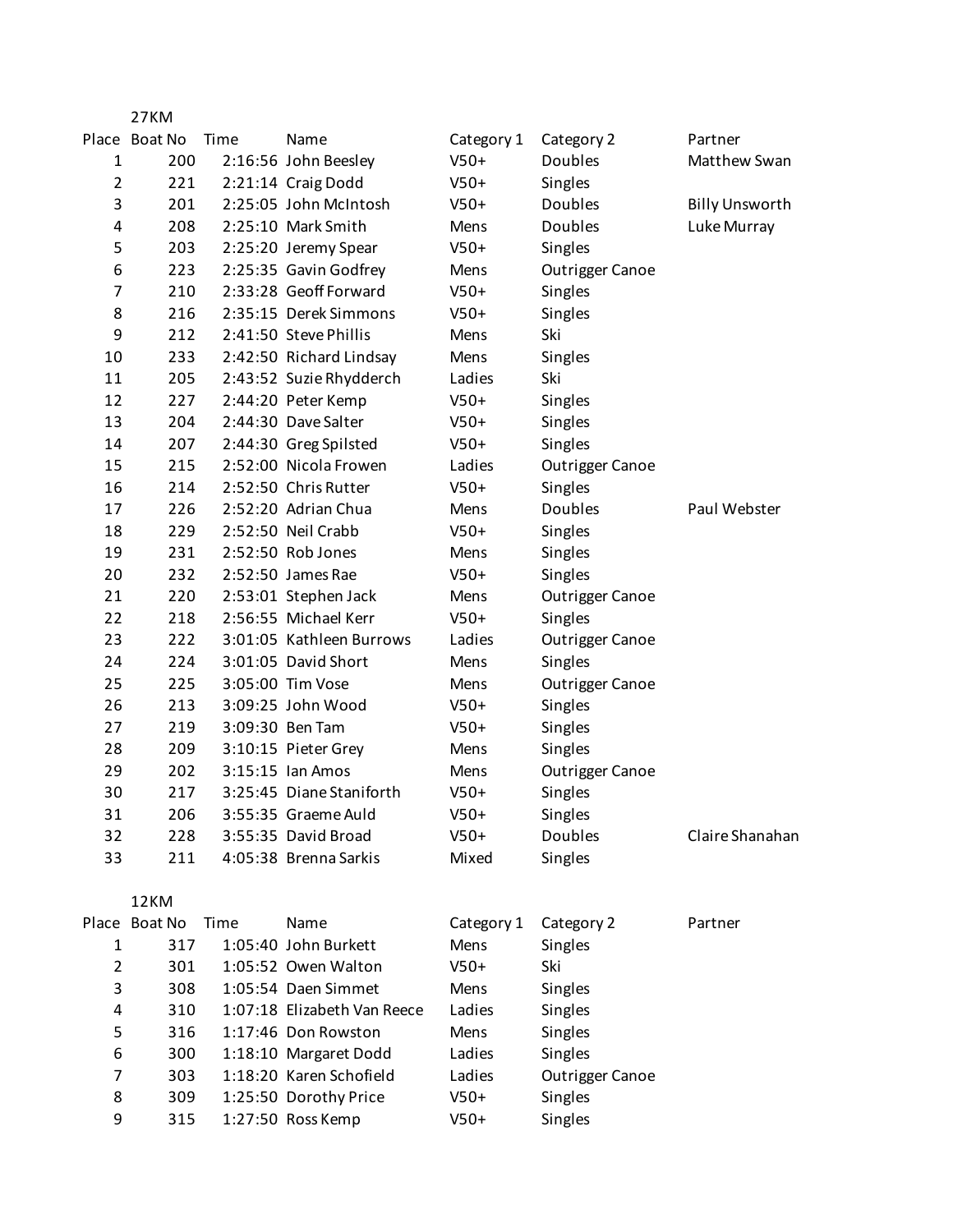## 27KM

| Place | Boat No | Time | Name | Category 1 | Category 2 | Partner |
|---|---|---|---|---|---|---|
| 1 | 200 | 2:16:56 | John Beesley | V50+ | Doubles | Matthew Swan |
| 2 | 221 | 2:21:14 | Craig Dodd | V50+ | Singles | |
| 3 | 201 | 2:25:05 | John McIntosh | V50+ | Doubles | Billy Unsworth |
| 4 | 208 | 2:25:10 | Mark Smith | Mens | Doubles | Luke Murray |
| 5 | 203 | 2:25:20 | Jeremy Spear | V50+ | Singles | |
| 6 | 223 | 2:25:35 | Gavin Godfrey | Mens | Outrigger Canoe | |
| 7 | 210 | 2:33:28 | Geoff Forward | V50+ | Singles | |
| 8 | 216 | 2:35:15 | Derek Simmons | V50+ | Singles | |
| 9 | 212 | 2:41:50 | Steve Phillis | Mens | Ski | |
| 10 | 233 | 2:42:50 | Richard Lindsay | Mens | Singles | |
| 11 | 205 | 2:43:52 | Suzie Rhydderch | Ladies | Ski | |
| 12 | 227 | 2:44:20 | Peter Kemp | V50+ | Singles | |
| 13 | 204 | 2:44:30 | Dave Salter | V50+ | Singles | |
| 14 | 207 | 2:44:30 | Greg Spilsted | V50+ | Singles | |
| 15 | 215 | 2:52:00 | Nicola Frowen | Ladies | Outrigger Canoe | |
| 16 | 214 | 2:52:50 | Chris Rutter | V50+ | Singles | |
| 17 | 226 | 2:52:20 | Adrian Chua | Mens | Doubles | Paul Webster |
| 18 | 229 | 2:52:50 | Neil Crabb | V50+ | Singles | |
| 19 | 231 | 2:52:50 | Rob Jones | Mens | Singles | |
| 20 | 232 | 2:52:50 | James Rae | V50+ | Singles | |
| 21 | 220 | 2:53:01 | Stephen Jack | Mens | Outrigger Canoe | |
| 22 | 218 | 2:56:55 | Michael Kerr | V50+ | Singles | |
| 23 | 222 | 3:01:05 | Kathleen Burrows | Ladies | Outrigger Canoe | |
| 24 | 224 | 3:01:05 | David Short | Mens | Singles | |
| 25 | 225 | 3:05:00 | Tim Vose | Mens | Outrigger Canoe | |
| 26 | 213 | 3:09:25 | John Wood | V50+ | Singles | |
| 27 | 219 | 3:09:30 | Ben Tam | V50+ | Singles | |
| 28 | 209 | 3:10:15 | Pieter Grey | Mens | Singles | |
| 29 | 202 | 3:15:15 | Ian Amos | Mens | Outrigger Canoe | |
| 30 | 217 | 3:25:45 | Diane Staniforth | V50+ | Singles | |
| 31 | 206 | 3:55:35 | Graeme Auld | V50+ | Singles | |
| 32 | 228 | 3:55:35 | David Broad | V50+ | Doubles | Claire Shanahan |
| 33 | 211 | 4:05:38 | Brenna Sarkis | Mixed | Singles | |

## 12KM

| Place | Boat No | Time | Name | Category 1 | Category 2 | Partner |
|---|---|---|---|---|---|---|
| 1 | 317 | 1:05:40 | John Burkett | Mens | Singles | |
| 2 | 301 | 1:05:52 | Owen Walton | V50+ | Ski | |
| 3 | 308 | 1:05:54 | Daen Simmet | Mens | Singles | |
| 4 | 310 | 1:07:18 | Elizabeth Van Reece | Ladies | Singles | |
| 5 | 316 | 1:17:46 | Don Rowston | Mens | Singles | |
| 6 | 300 | 1:18:10 | Margaret Dodd | Ladies | Singles | |
| 7 | 303 | 1:18:20 | Karen Schofield | Ladies | Outrigger Canoe | |
| 8 | 309 | 1:25:50 | Dorothy Price | V50+ | Singles | |
| 9 | 315 | 1:27:50 | Ross Kemp | V50+ | Singles | |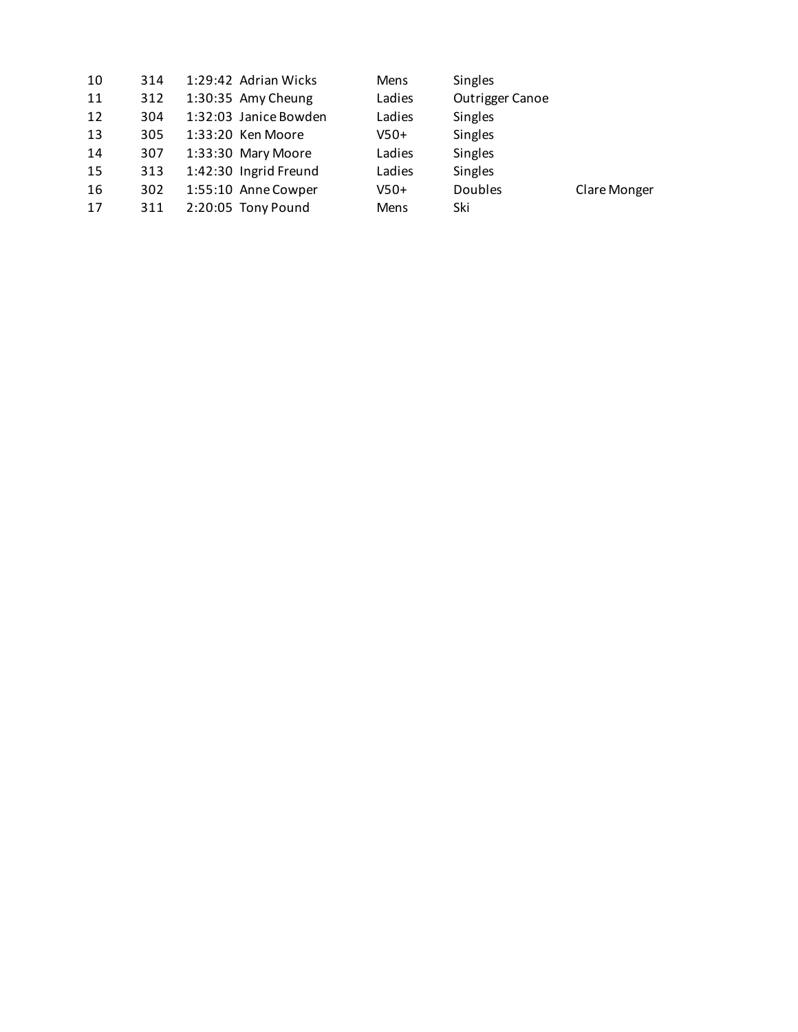| | | | | | | |
|---|---|---|---|---|---|---|
| 10 | 314 | 1:29:42 | Adrian Wicks | Mens | Singles | |
| 11 | 312 | 1:30:35 | Amy Cheung | Ladies | Outrigger Canoe | |
| 12 | 304 | 1:32:03 | Janice Bowden | Ladies | Singles | |
| 13 | 305 | 1:33:20 | Ken Moore | V50+ | Singles | |
| 14 | 307 | 1:33:30 | Mary Moore | Ladies | Singles | |
| 15 | 313 | 1:42:30 | Ingrid Freund | Ladies | Singles | |
| 16 | 302 | 1:55:10 | Anne Cowper | V50+ | Doubles | Clare Monger |
| 17 | 311 | 2:20:05 | Tony Pound | Mens | Ski | |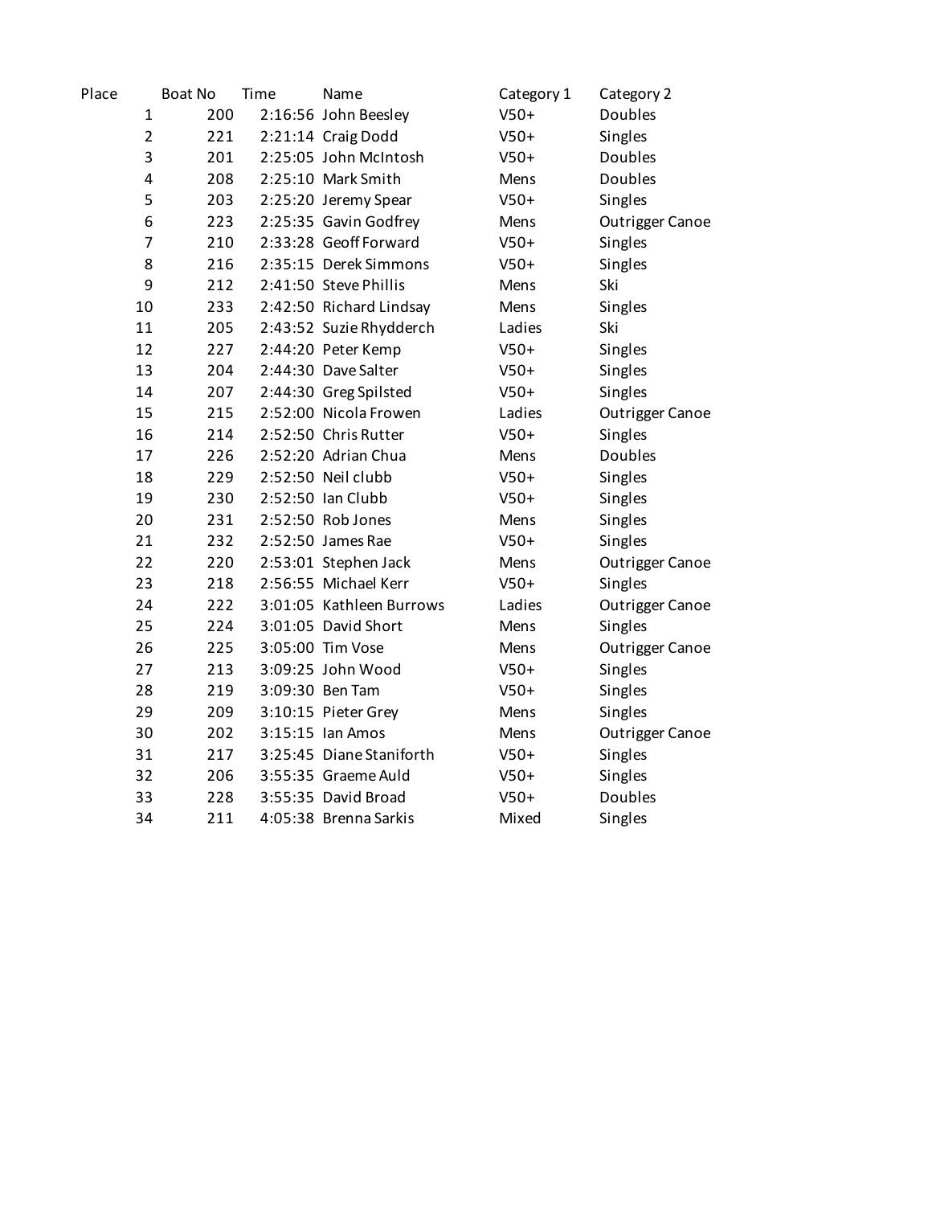| Place | Boat No | Time | Name | Category 1 | Category 2 |
|---|---|---|---|---|---|
| 1 | 200 | 2:16:56 | John Beesley | V50+ | Doubles |
| 2 | 221 | 2:21:14 | Craig Dodd | V50+ | Singles |
| 3 | 201 | 2:25:05 | John McIntosh | V50+ | Doubles |
| 4 | 208 | 2:25:10 | Mark Smith | Mens | Doubles |
| 5 | 203 | 2:25:20 | Jeremy Spear | V50+ | Singles |
| 6 | 223 | 2:25:35 | Gavin Godfrey | Mens | Outrigger Canoe |
| 7 | 210 | 2:33:28 | Geoff Forward | V50+ | Singles |
| 8 | 216 | 2:35:15 | Derek Simmons | V50+ | Singles |
| 9 | 212 | 2:41:50 | Steve Phillis | Mens | Ski |
| 10 | 233 | 2:42:50 | Richard Lindsay | Mens | Singles |
| 11 | 205 | 2:43:52 | Suzie Rhydderch | Ladies | Ski |
| 12 | 227 | 2:44:20 | Peter Kemp | V50+ | Singles |
| 13 | 204 | 2:44:30 | Dave Salter | V50+ | Singles |
| 14 | 207 | 2:44:30 | Greg Spilsted | V50+ | Singles |
| 15 | 215 | 2:52:00 | Nicola Frowen | Ladies | Outrigger Canoe |
| 16 | 214 | 2:52:50 | Chris Rutter | V50+ | Singles |
| 17 | 226 | 2:52:20 | Adrian Chua | Mens | Doubles |
| 18 | 229 | 2:52:50 | Neil clubb | V50+ | Singles |
| 19 | 230 | 2:52:50 | Ian Clubb | V50+ | Singles |
| 20 | 231 | 2:52:50 | Rob Jones | Mens | Singles |
| 21 | 232 | 2:52:50 | James Rae | V50+ | Singles |
| 22 | 220 | 2:53:01 | Stephen Jack | Mens | Outrigger Canoe |
| 23 | 218 | 2:56:55 | Michael Kerr | V50+ | Singles |
| 24 | 222 | 3:01:05 | Kathleen Burrows | Ladies | Outrigger Canoe |
| 25 | 224 | 3:01:05 | David Short | Mens | Singles |
| 26 | 225 | 3:05:00 | Tim Vose | Mens | Outrigger Canoe |
| 27 | 213 | 3:09:25 | John Wood | V50+ | Singles |
| 28 | 219 | 3:09:30 | Ben Tam | V50+ | Singles |
| 29 | 209 | 3:10:15 | Pieter Grey | Mens | Singles |
| 30 | 202 | 3:15:15 | Ian Amos | Mens | Outrigger Canoe |
| 31 | 217 | 3:25:45 | Diane Staniforth | V50+ | Singles |
| 32 | 206 | 3:55:35 | Graeme Auld | V50+ | Singles |
| 33 | 228 | 3:55:35 | David Broad | V50+ | Doubles |
| 34 | 211 | 4:05:38 | Brenna Sarkis | Mixed | Singles |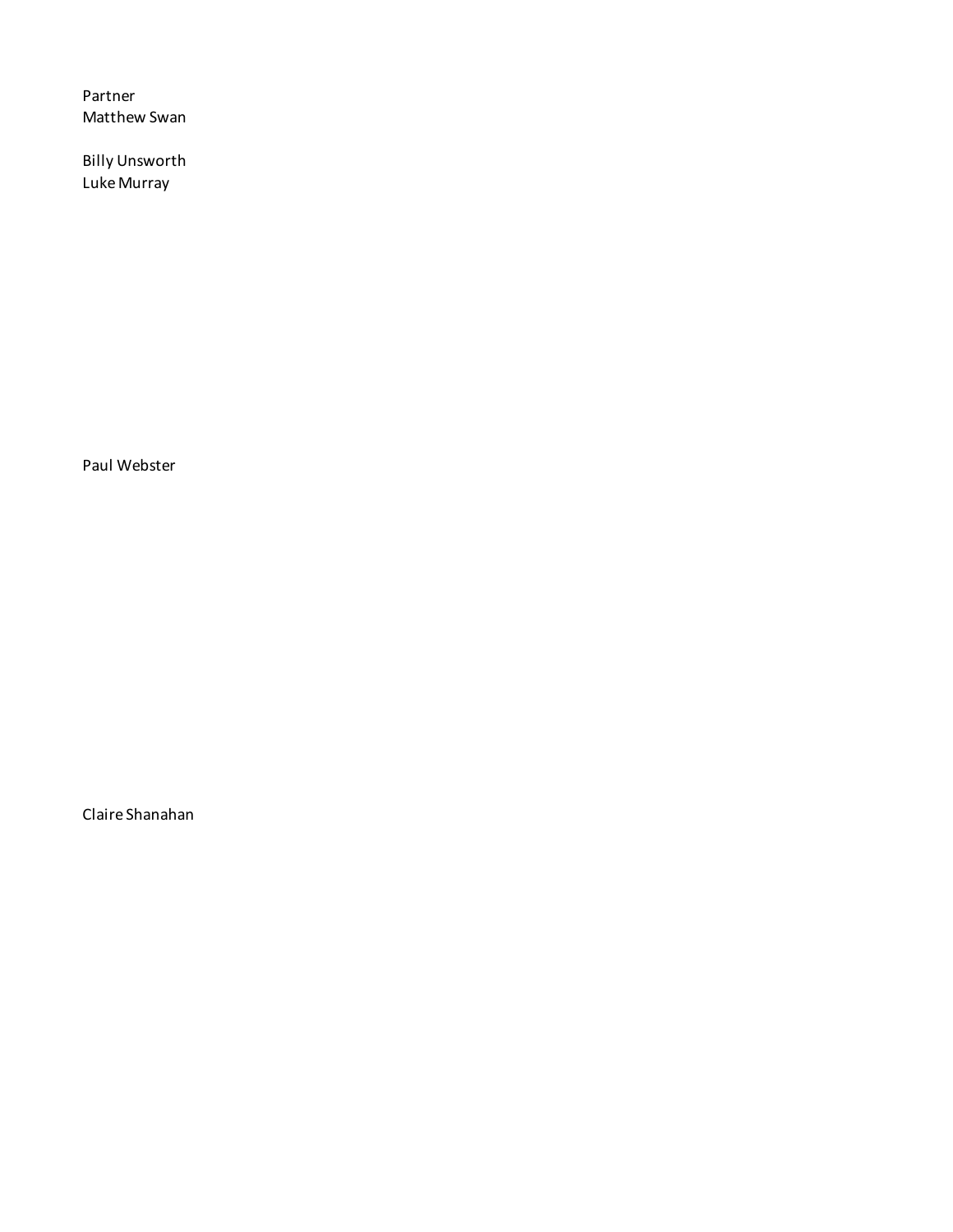Partner
Matthew Swan

Billy Unsworth
Luke Murray

Paul Webster

Claire Shanahan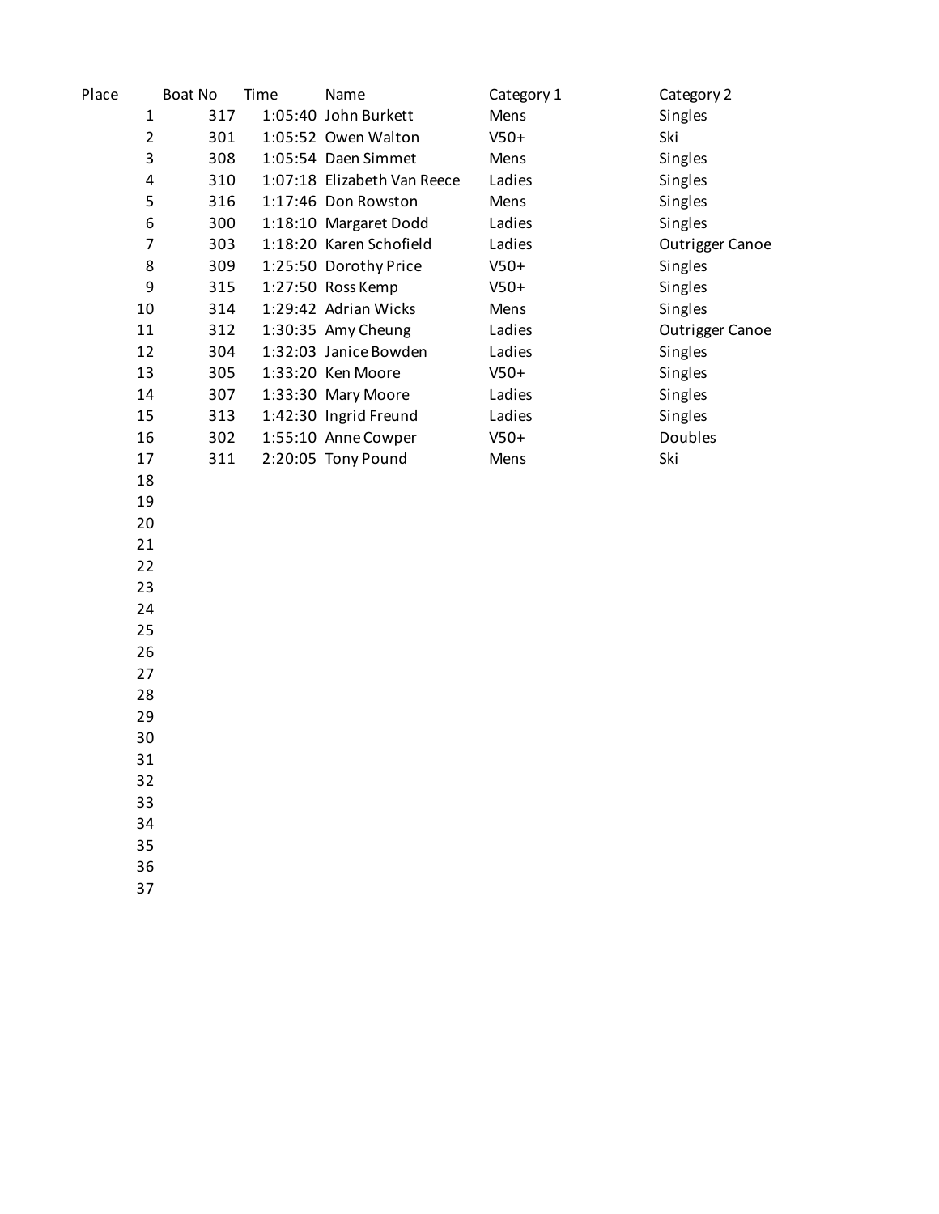| Place | Boat No | Time | Name | Category 1 | Category 2 |
|---|---|---|---|---|---|
| 1 | 317 | 1:05:40 | John Burkett | Mens | Singles |
| 2 | 301 | 1:05:52 | Owen Walton | V50+ | Ski |
| 3 | 308 | 1:05:54 | Daen Simmet | Mens | Singles |
| 4 | 310 | 1:07:18 | Elizabeth Van Reece | Ladies | Singles |
| 5 | 316 | 1:17:46 | Don Rowston | Mens | Singles |
| 6 | 300 | 1:18:10 | Margaret Dodd | Ladies | Singles |
| 7 | 303 | 1:18:20 | Karen Schofield | Ladies | Outrigger Canoe |
| 8 | 309 | 1:25:50 | Dorothy Price | V50+ | Singles |
| 9 | 315 | 1:27:50 | Ross Kemp | V50+ | Singles |
| 10 | 314 | 1:29:42 | Adrian Wicks | Mens | Singles |
| 11 | 312 | 1:30:35 | Amy Cheung | Ladies | Outrigger Canoe |
| 12 | 304 | 1:32:03 | Janice Bowden | Ladies | Singles |
| 13 | 305 | 1:33:20 | Ken Moore | V50+ | Singles |
| 14 | 307 | 1:33:30 | Mary Moore | Ladies | Singles |
| 15 | 313 | 1:42:30 | Ingrid Freund | Ladies | Singles |
| 16 | 302 | 1:55:10 | Anne Cowper | V50+ | Doubles |
| 17 | 311 | 2:20:05 | Tony Pound | Mens | Ski |
| 18 | | | | | |
| 19 | | | | | |
| 20 | | | | | |
| 21 | | | | | |
| 22 | | | | | |
| 23 | | | | | |
| 24 | | | | | |
| 25 | | | | | |
| 26 | | | | | |
| 27 | | | | | |
| 28 | | | | | |
| 29 | | | | | |
| 30 | | | | | |
| 31 | | | | | |
| 32 | | | | | |
| 33 | | | | | |
| 34 | | | | | |
| 35 | | | | | |
| 36 | | | | | |
| 37 | | | | | |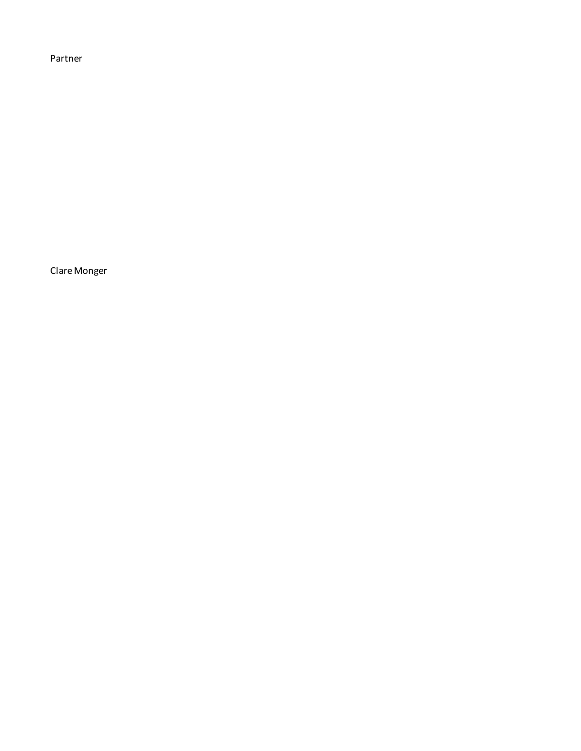Partner

Clare Monger